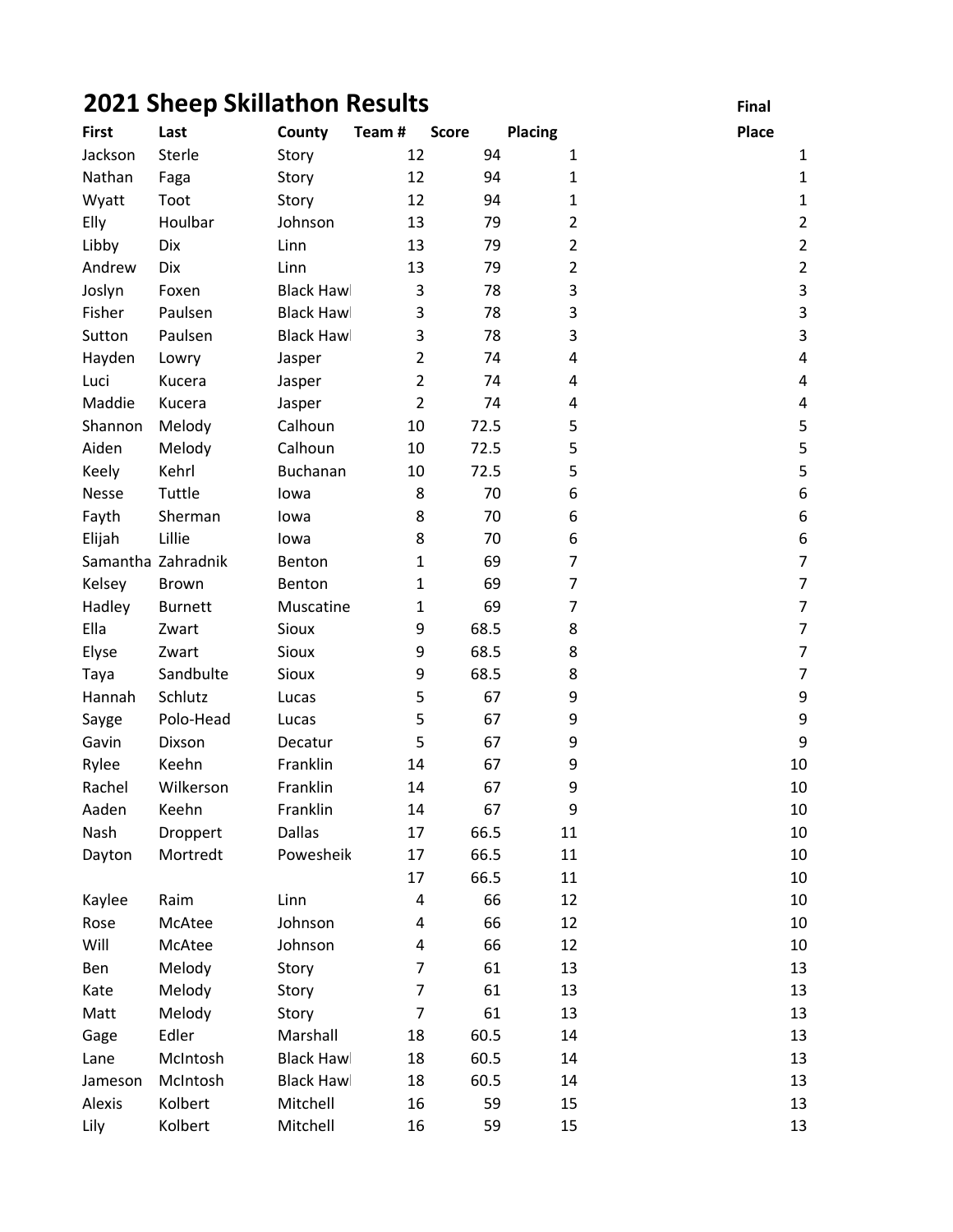# 2021 Sheep Skillathon Results

| First | Last | County | Team # | Score | Placing | Final Place |
|---|---|---|---|---|---|---|
| Jackson | Sterle | Story | 12 | 94 | 1 | 1 |
| Nathan | Faga | Story | 12 | 94 | 1 | 1 |
| Wyatt | Toot | Story | 12 | 94 | 1 | 1 |
| Elly | Houlbar | Johnson | 13 | 79 | 2 | 2 |
| Libby | Dix | Linn | 13 | 79 | 2 | 2 |
| Andrew | Dix | Linn | 13 | 79 | 2 | 2 |
| Joslyn | Foxen | Black Hawl | 3 | 78 | 3 | 3 |
| Fisher | Paulsen | Black Hawl | 3 | 78 | 3 | 3 |
| Sutton | Paulsen | Black Hawl | 3 | 78 | 3 | 3 |
| Hayden | Lowry | Jasper | 2 | 74 | 4 | 4 |
| Luci | Kucera | Jasper | 2 | 74 | 4 | 4 |
| Maddie | Kucera | Jasper | 2 | 74 | 4 | 4 |
| Shannon | Melody | Calhoun | 10 | 72.5 | 5 | 5 |
| Aiden | Melody | Calhoun | 10 | 72.5 | 5 | 5 |
| Keely | Kehrl | Buchanan | 10 | 72.5 | 5 | 5 |
| Nesse | Tuttle | Iowa | 8 | 70 | 6 | 6 |
| Fayth | Sherman | Iowa | 8 | 70 | 6 | 6 |
| Elijah | Lillie | Iowa | 8 | 70 | 6 | 6 |
| Samantha | Zahradnik | Benton | 1 | 69 | 7 | 7 |
| Kelsey | Brown | Benton | 1 | 69 | 7 | 7 |
| Hadley | Burnett | Muscatine | 1 | 69 | 7 | 7 |
| Ella | Zwart | Sioux | 9 | 68.5 | 8 | 7 |
| Elyse | Zwart | Sioux | 9 | 68.5 | 8 | 7 |
| Taya | Sandbulte | Sioux | 9 | 68.5 | 8 | 7 |
| Hannah | Schlutz | Lucas | 5 | 67 | 9 | 9 |
| Sayge | Polo-Head | Lucas | 5 | 67 | 9 | 9 |
| Gavin | Dixson | Decatur | 5 | 67 | 9 | 9 |
| Rylee | Keehn | Franklin | 14 | 67 | 9 | 10 |
| Rachel | Wilkerson | Franklin | 14 | 67 | 9 | 10 |
| Aaden | Keehn | Franklin | 14 | 67 | 9 | 10 |
| Nash | Droppert | Dallas | 17 | 66.5 | 11 | 10 |
| Dayton | Mortredt | Powesheik | 17 | 66.5 | 11 | 10 |
| | | | 17 | 66.5 | 11 | 10 |
| Kaylee | Raim | Linn | 4 | 66 | 12 | 10 |
| Rose | McAtee | Johnson | 4 | 66 | 12 | 10 |
| Will | McAtee | Johnson | 4 | 66 | 12 | 10 |
| Ben | Melody | Story | 7 | 61 | 13 | 13 |
| Kate | Melody | Story | 7 | 61 | 13 | 13 |
| Matt | Melody | Story | 7 | 61 | 13 | 13 |
| Gage | Edler | Marshall | 18 | 60.5 | 14 | 13 |
| Lane | McIntosh | Black Hawl | 18 | 60.5 | 14 | 13 |
| Jameson | McIntosh | Black Hawl | 18 | 60.5 | 14 | 13 |
| Alexis | Kolbert | Mitchell | 16 | 59 | 15 | 13 |
| Lily | Kolbert | Mitchell | 16 | 59 | 15 | 13 |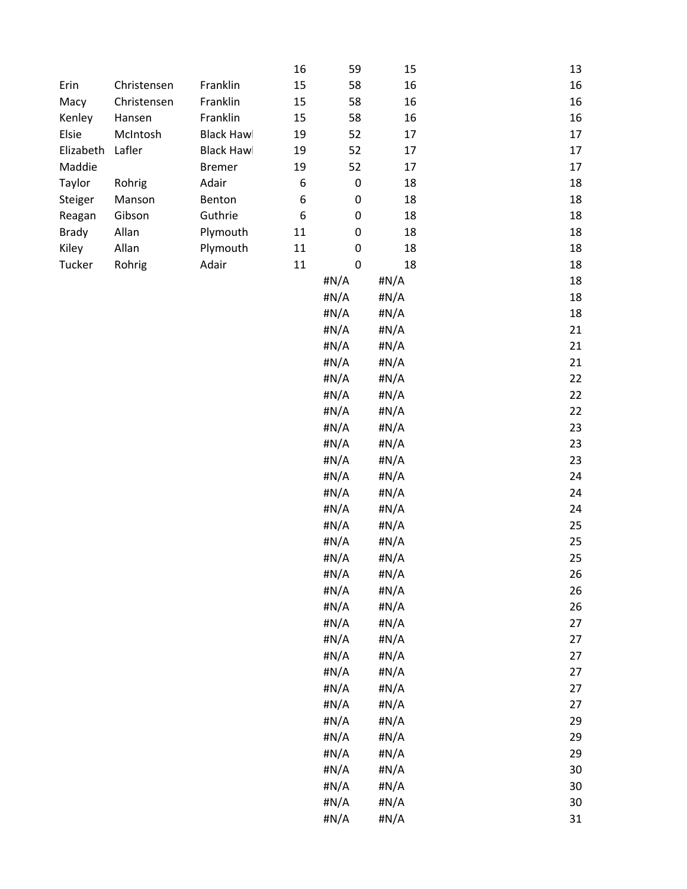|  |  |  |  |  |  |  |
|---|---|---|---|---|---|---|
|  |  |  | 16 | 59 | 15 | 13 |
| Erin | Christensen | Franklin | 15 | 58 | 16 | 16 |
| Macy | Christensen | Franklin | 15 | 58 | 16 | 16 |
| Kenley | Hansen | Franklin | 15 | 58 | 16 | 16 |
| Elsie | McIntosh | Black Hawl | 19 | 52 | 17 | 17 |
| Elizabeth | Lafler | Black Hawl | 19 | 52 | 17 | 17 |
| Maddie |  | Bremer | 19 | 52 | 17 | 17 |
| Taylor | Rohrig | Adair | 6 | 0 | 18 | 18 |
| Steiger | Manson | Benton | 6 | 0 | 18 | 18 |
| Reagan | Gibson | Guthrie | 6 | 0 | 18 | 18 |
| Brady | Allan | Plymouth | 11 | 0 | 18 | 18 |
| Kiley | Allan | Plymouth | 11 | 0 | 18 | 18 |
| Tucker | Rohrig | Adair | 11 | 0 | 18 | 18 |
|  |  |  |  | #N/A | #N/A | 18 |
|  |  |  |  | #N/A | #N/A | 18 |
|  |  |  |  | #N/A | #N/A | 18 |
|  |  |  |  | #N/A | #N/A | 21 |
|  |  |  |  | #N/A | #N/A | 21 |
|  |  |  |  | #N/A | #N/A | 21 |
|  |  |  |  | #N/A | #N/A | 22 |
|  |  |  |  | #N/A | #N/A | 22 |
|  |  |  |  | #N/A | #N/A | 22 |
|  |  |  |  | #N/A | #N/A | 23 |
|  |  |  |  | #N/A | #N/A | 23 |
|  |  |  |  | #N/A | #N/A | 23 |
|  |  |  |  | #N/A | #N/A | 24 |
|  |  |  |  | #N/A | #N/A | 24 |
|  |  |  |  | #N/A | #N/A | 24 |
|  |  |  |  | #N/A | #N/A | 25 |
|  |  |  |  | #N/A | #N/A | 25 |
|  |  |  |  | #N/A | #N/A | 25 |
|  |  |  |  | #N/A | #N/A | 26 |
|  |  |  |  | #N/A | #N/A | 26 |
|  |  |  |  | #N/A | #N/A | 26 |
|  |  |  |  | #N/A | #N/A | 27 |
|  |  |  |  | #N/A | #N/A | 27 |
|  |  |  |  | #N/A | #N/A | 27 |
|  |  |  |  | #N/A | #N/A | 27 |
|  |  |  |  | #N/A | #N/A | 27 |
|  |  |  |  | #N/A | #N/A | 27 |
|  |  |  |  | #N/A | #N/A | 29 |
|  |  |  |  | #N/A | #N/A | 29 |
|  |  |  |  | #N/A | #N/A | 29 |
|  |  |  |  | #N/A | #N/A | 30 |
|  |  |  |  | #N/A | #N/A | 30 |
|  |  |  |  | #N/A | #N/A | 30 |
|  |  |  |  | #N/A | #N/A | 31 |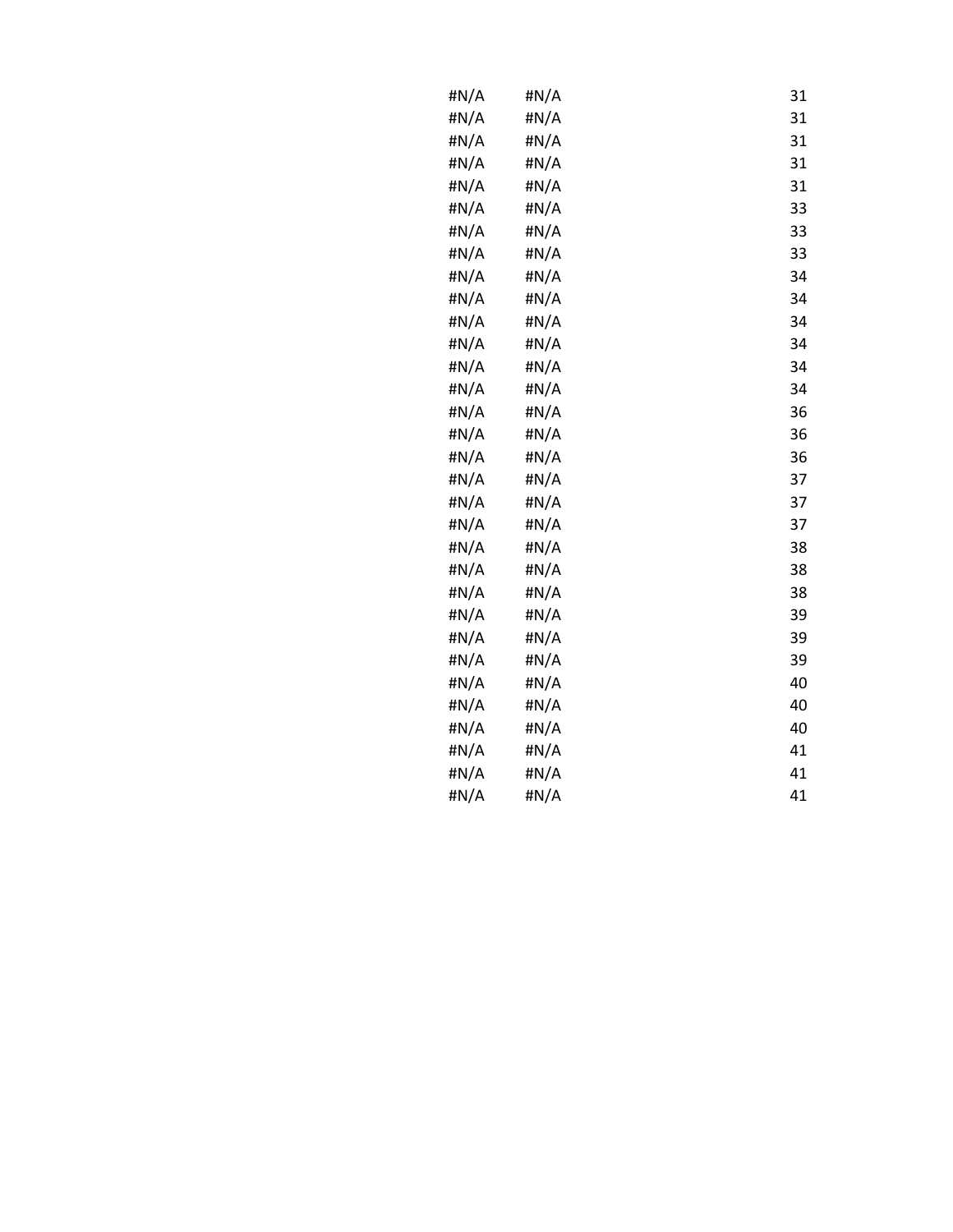| | | |
|---|---|---|
| #N/A | #N/A | 31 |
| #N/A | #N/A | 31 |
| #N/A | #N/A | 31 |
| #N/A | #N/A | 31 |
| #N/A | #N/A | 31 |
| #N/A | #N/A | 33 |
| #N/A | #N/A | 33 |
| #N/A | #N/A | 33 |
| #N/A | #N/A | 34 |
| #N/A | #N/A | 34 |
| #N/A | #N/A | 34 |
| #N/A | #N/A | 34 |
| #N/A | #N/A | 34 |
| #N/A | #N/A | 34 |
| #N/A | #N/A | 36 |
| #N/A | #N/A | 36 |
| #N/A | #N/A | 36 |
| #N/A | #N/A | 37 |
| #N/A | #N/A | 37 |
| #N/A | #N/A | 37 |
| #N/A | #N/A | 38 |
| #N/A | #N/A | 38 |
| #N/A | #N/A | 38 |
| #N/A | #N/A | 39 |
| #N/A | #N/A | 39 |
| #N/A | #N/A | 39 |
| #N/A | #N/A | 40 |
| #N/A | #N/A | 40 |
| #N/A | #N/A | 40 |
| #N/A | #N/A | 41 |
| #N/A | #N/A | 41 |
| #N/A | #N/A | 41 |